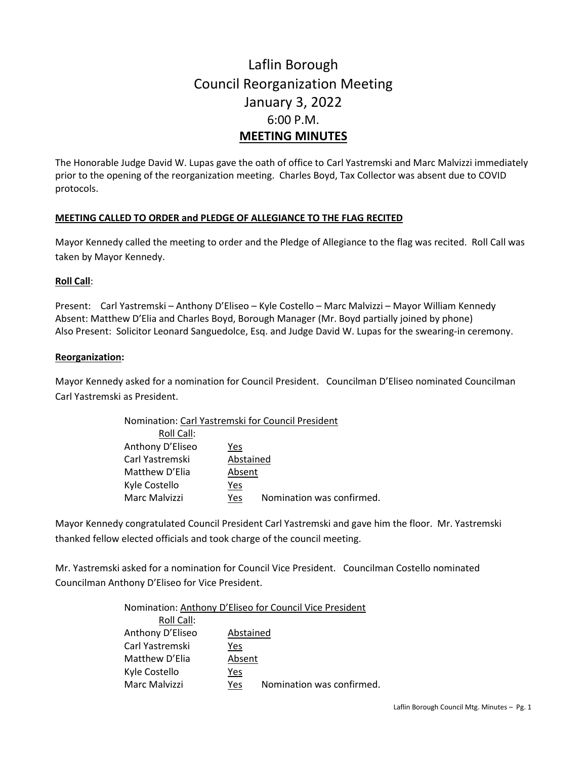# Laflin Borough
# Council Reorganization Meeting
# January 3, 2022
# 6:00 P.M.
## MEETING MINUTES

The Honorable Judge David W. Lupas gave the oath of office to Carl Yastremski and Marc Malvizzi immediately prior to the opening of the reorganization meeting. Charles Boyd, Tax Collector was absent due to COVID protocols.

### MEETING CALLED TO ORDER and PLEDGE OF ALLEGIANCE TO THE FLAG RECITED

Mayor Kennedy called the meeting to order and the Pledge of Allegiance to the flag was recited. Roll Call was taken by Mayor Kennedy.

**Roll Call**:

Present: Carl Yastremski – Anthony D'Eliseo – Kyle Costello – Marc Malvizzi – Mayor William Kennedy
Absent: Matthew D'Elia and Charles Boyd, Borough Manager (Mr. Boyd partially joined by phone)
Also Present: Solicitor Leonard Sanguedolce, Esq. and Judge David W. Lupas for the swearing-in ceremony.

**Reorganization:**

Mayor Kennedy asked for a nomination for Council President. Councilman D'Eliseo nominated Councilman Carl Yastremski as President.

Nomination: Carl Yastremski for Council President

| Roll Call: | | |
|---|---|---|
| Anthony D'Eliseo | Yes | |
| Carl Yastremski | Abstained | |
| Matthew D'Elia | Absent | |
| Kyle Costello | Yes | |
| Marc Malvizzi | Yes | Nomination was confirmed. |

Mayor Kennedy congratulated Council President Carl Yastremski and gave him the floor. Mr. Yastremski thanked fellow elected officials and took charge of the council meeting.

Mr. Yastremski asked for a nomination for Council Vice President. Councilman Costello nominated Councilman Anthony D'Eliseo for Vice President.

Nomination: Anthony D'Eliseo for Council Vice President

| Roll Call: | | |
|---|---|---|
| Anthony D'Eliseo | Abstained | |
| Carl Yastremski | Yes | |
| Matthew D'Elia | Absent | |
| Kyle Costello | Yes | |
| Marc Malvizzi | Yes | Nomination was confirmed. |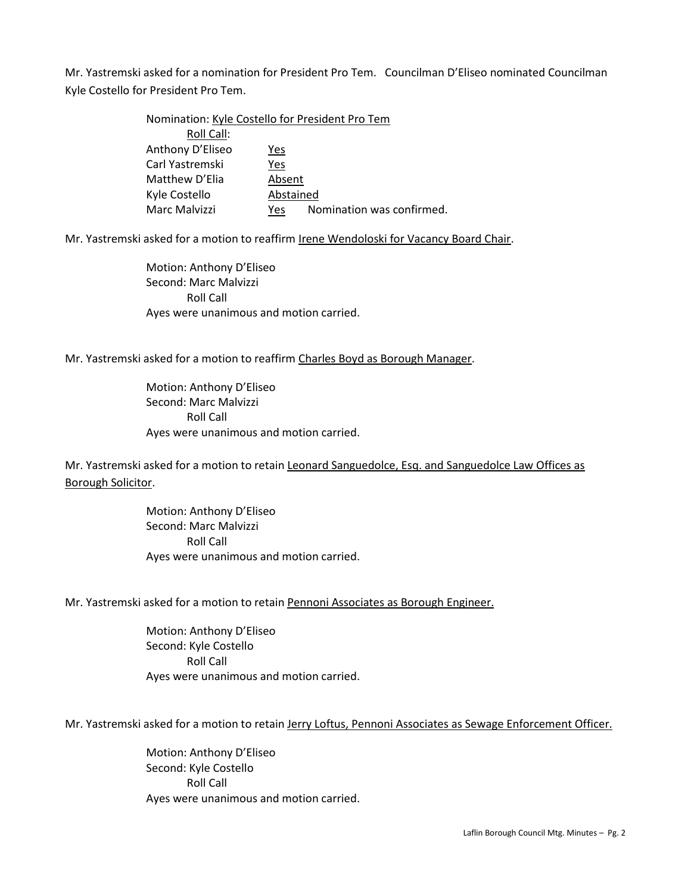Mr. Yastremski asked for a nomination for President Pro Tem. Councilman D'Eliseo nominated Councilman Kyle Costello for President Pro Tem.

Nomination: Kyle Costello for President Pro Tem

Roll Call:

| | | |
|---|---|---|
| Anthony D'Eliseo | Yes | |
| Carl Yastremski | Yes | |
| Matthew D'Elia | Absent | |
| Kyle Costello | Abstained | |
| Marc Malvizzi | Yes | Nomination was confirmed. |

Mr. Yastremski asked for a motion to reaffirm Irene Wendoloski for Vacancy Board Chair.

Motion: Anthony D'Eliseo
Second: Marc Malvizzi
Roll Call
Ayes were unanimous and motion carried.

Mr. Yastremski asked for a motion to reaffirm Charles Boyd as Borough Manager.

Motion: Anthony D'Eliseo
Second: Marc Malvizzi
Roll Call
Ayes were unanimous and motion carried.

Mr. Yastremski asked for a motion to retain Leonard Sanguedolce, Esq. and Sanguedolce Law Offices as Borough Solicitor.

Motion: Anthony D'Eliseo
Second: Marc Malvizzi
Roll Call
Ayes were unanimous and motion carried.

Mr. Yastremski asked for a motion to retain Pennoni Associates as Borough Engineer.

Motion: Anthony D'Eliseo
Second: Kyle Costello
Roll Call
Ayes were unanimous and motion carried.

Mr. Yastremski asked for a motion to retain Jerry Loftus, Pennoni Associates as Sewage Enforcement Officer.

Motion: Anthony D'Eliseo
Second: Kyle Costello
Roll Call
Ayes were unanimous and motion carried.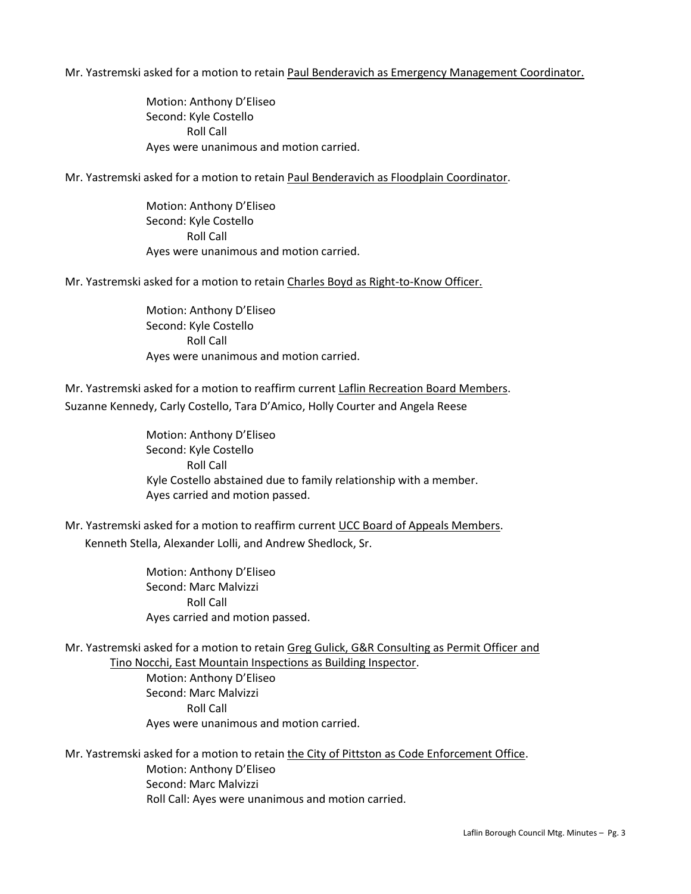Mr. Yastremski asked for a motion to retain Paul Benderavich as Emergency Management Coordinator.

Motion: Anthony D'Eliseo
Second: Kyle Costello
Roll Call
Ayes were unanimous and motion carried.

Mr. Yastremski asked for a motion to retain Paul Benderavich as Floodplain Coordinator.

Motion: Anthony D'Eliseo
Second: Kyle Costello
Roll Call
Ayes were unanimous and motion carried.

Mr. Yastremski asked for a motion to retain Charles Boyd as Right-to-Know Officer.

Motion: Anthony D'Eliseo
Second: Kyle Costello
Roll Call
Ayes were unanimous and motion carried.

Mr. Yastremski asked for a motion to reaffirm current Laflin Recreation Board Members.
Suzanne Kennedy, Carly Costello, Tara D'Amico, Holly Courter and Angela Reese

Motion: Anthony D'Eliseo
Second: Kyle Costello
Roll Call
Kyle Costello abstained due to family relationship with a member.
Ayes carried and motion passed.

Mr. Yastremski asked for a motion to reaffirm current UCC Board of Appeals Members.
Kenneth Stella, Alexander Lolli, and Andrew Shedlock, Sr.

Motion: Anthony D'Eliseo
Second: Marc Malvizzi
Roll Call
Ayes carried and motion passed.

Mr. Yastremski asked for a motion to retain Greg Gulick, G&R Consulting as Permit Officer and Tino Nocchi, East Mountain Inspections as Building Inspector.

Motion: Anthony D'Eliseo
Second: Marc Malvizzi
Roll Call
Ayes were unanimous and motion carried.

Mr. Yastremski asked for a motion to retain the City of Pittston as Code Enforcement Office.

Motion: Anthony D'Eliseo
Second: Marc Malvizzi
Roll Call: Ayes were unanimous and motion carried.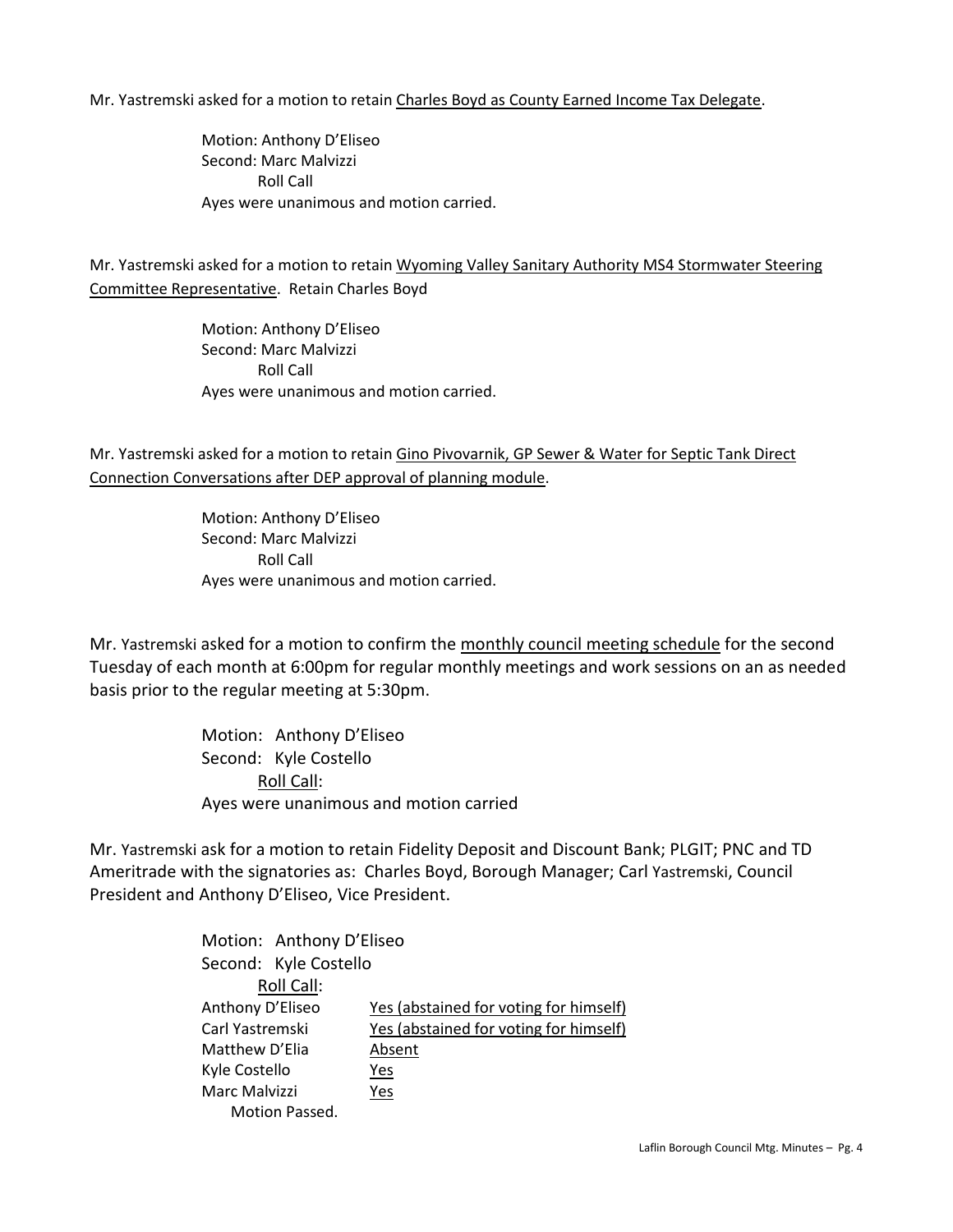Mr. Yastremski asked for a motion to retain Charles Boyd as County Earned Income Tax Delegate.

Motion: Anthony D'Eliseo
Second: Marc Malvizzi
Roll Call
Ayes were unanimous and motion carried.

Mr. Yastremski asked for a motion to retain Wyoming Valley Sanitary Authority MS4 Stormwater Steering Committee Representative. Retain Charles Boyd

Motion: Anthony D'Eliseo
Second: Marc Malvizzi
Roll Call
Ayes were unanimous and motion carried.

Mr. Yastremski asked for a motion to retain Gino Pivovarnik, GP Sewer & Water for Septic Tank Direct Connection Conversations after DEP approval of planning module.

Motion: Anthony D'Eliseo
Second: Marc Malvizzi
Roll Call
Ayes were unanimous and motion carried.

Mr. Yastremski asked for a motion to confirm the monthly council meeting schedule for the second Tuesday of each month at 6:00pm for regular monthly meetings and work sessions on an as needed basis prior to the regular meeting at 5:30pm.

Motion: Anthony D'Eliseo
Second: Kyle Costello
Roll Call:
Ayes were unanimous and motion carried

Mr. Yastremski ask for a motion to retain Fidelity Deposit and Discount Bank; PLGIT; PNC and TD Ameritrade with the signatories as: Charles Boyd, Borough Manager; Carl Yastremski, Council President and Anthony D'Eliseo, Vice President.

Motion: Anthony D'Eliseo
Second: Kyle Costello
Roll Call:

| | |
|---|---|
| Anthony D'Eliseo | Yes (abstained for voting for himself) |
| Carl Yastremski | Yes (abstained for voting for himself) |
| Matthew D'Elia | Absent |
| Kyle Costello | Yes |
| Marc Malvizzi | Yes |

Motion Passed.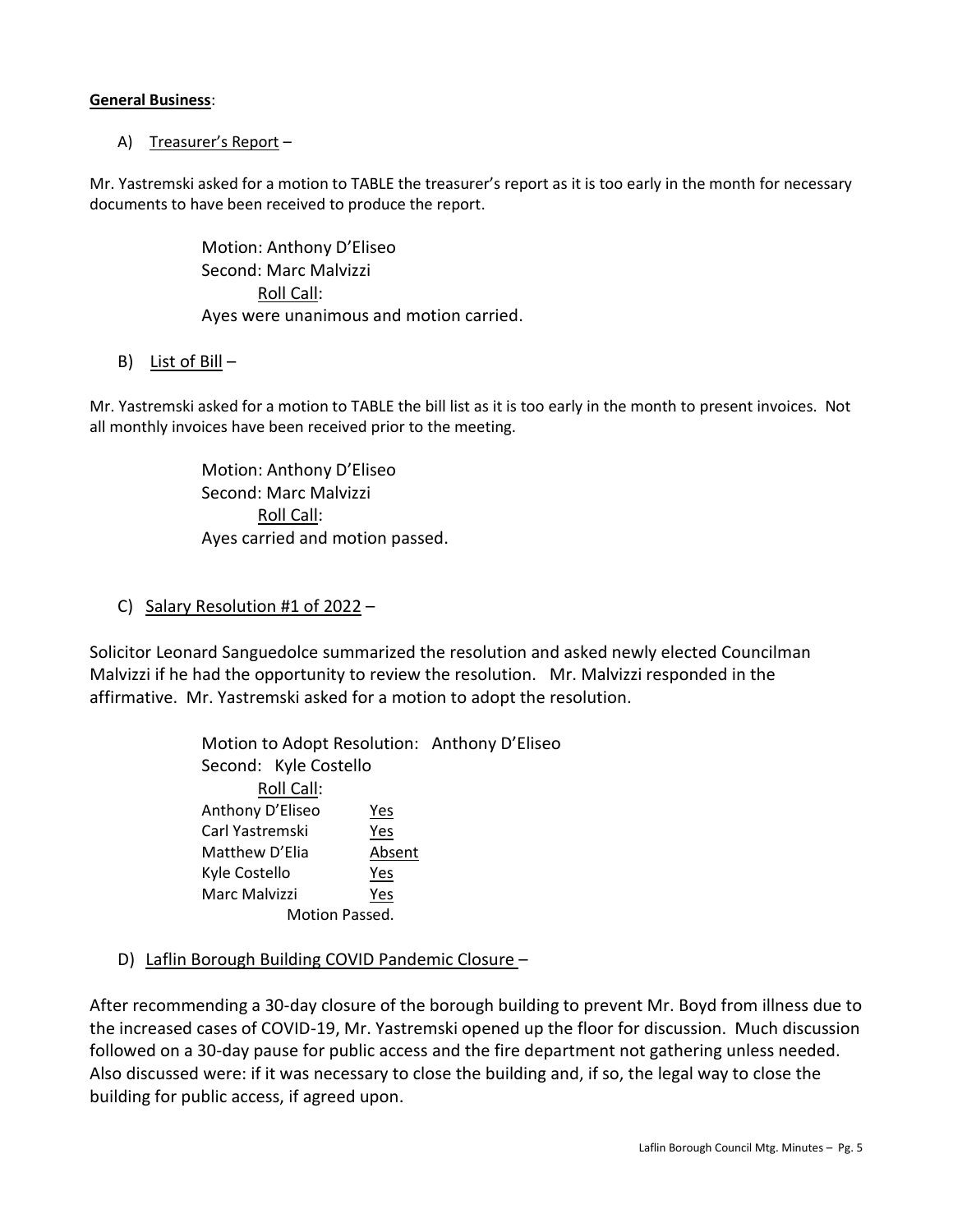**General Business**:

A) Treasurer's Report –

Mr. Yastremski asked for a motion to TABLE the treasurer's report as it is too early in the month for necessary documents to have been received to produce the report.

Motion: Anthony D'Eliseo  
Second: Marc Malvizzi  
Roll Call:  
Ayes were unanimous and motion carried.

B) List of Bill –

Mr. Yastremski asked for a motion to TABLE the bill list as it is too early in the month to present invoices. Not all monthly invoices have been received prior to the meeting.

Motion: Anthony D'Eliseo  
Second: Marc Malvizzi  
Roll Call:  
Ayes carried and motion passed.

C) Salary Resolution #1 of 2022 –

Solicitor Leonard Sanguedolce summarized the resolution and asked newly elected Councilman Malvizzi if he had the opportunity to review the resolution. Mr. Malvizzi responded in the affirmative. Mr. Yastremski asked for a motion to adopt the resolution.

Motion to Adopt Resolution: Anthony D'Eliseo  
Second: Kyle Costello  
Roll Call:

| | |
|---|---|
| Anthony D'Eliseo | Yes |
| Carl Yastremski | Yes |
| Matthew D'Elia | Absent |
| Kyle Costello | Yes |
| Marc Malvizzi | Yes |

Motion Passed.

D) Laflin Borough Building COVID Pandemic Closure –

After recommending a 30-day closure of the borough building to prevent Mr. Boyd from illness due to the increased cases of COVID-19, Mr. Yastremski opened up the floor for discussion. Much discussion followed on a 30-day pause for public access and the fire department not gathering unless needed. Also discussed were: if it was necessary to close the building and, if so, the legal way to close the building for public access, if agreed upon.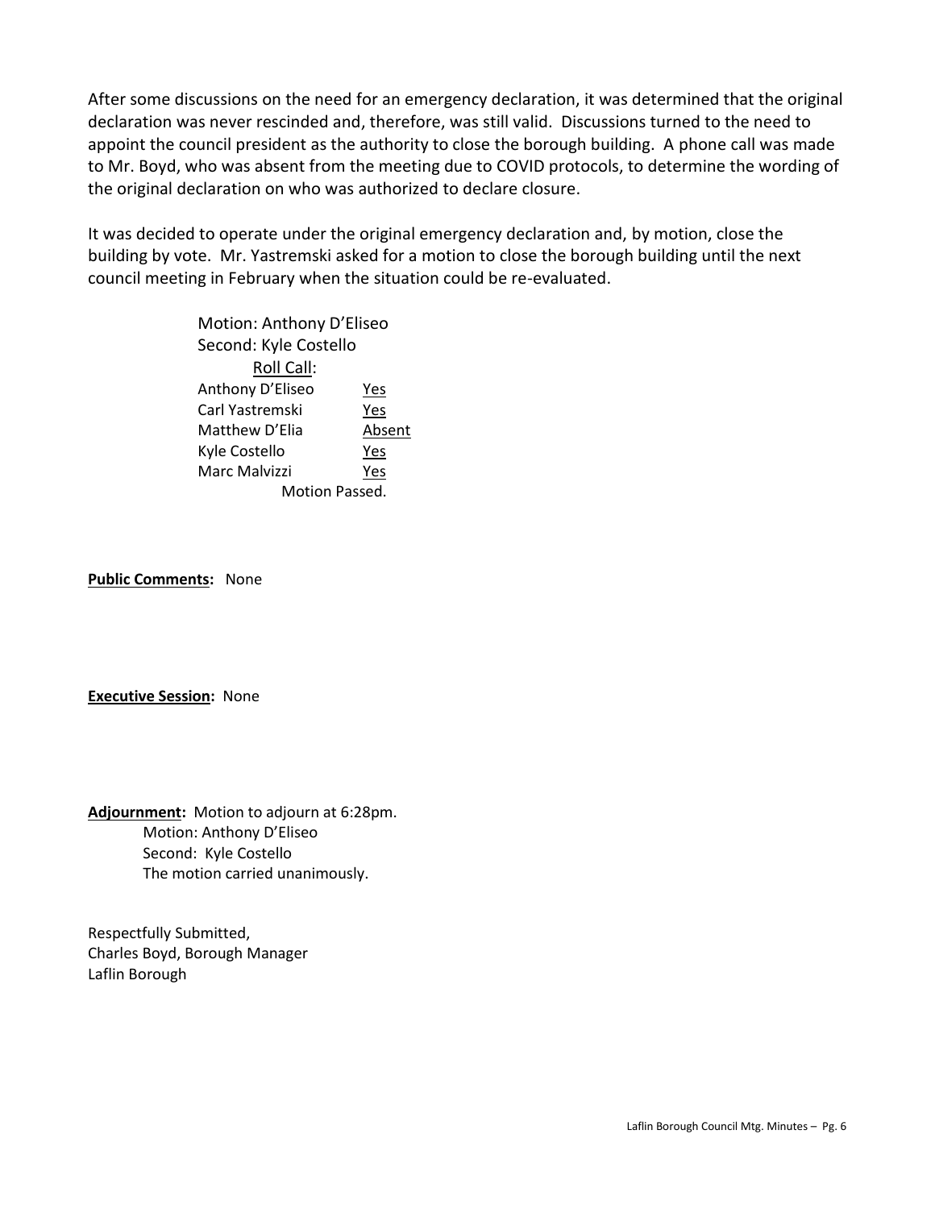After some discussions on the need for an emergency declaration, it was determined that the original declaration was never rescinded and, therefore, was still valid. Discussions turned to the need to appoint the council president as the authority to close the borough building. A phone call was made to Mr. Boyd, who was absent from the meeting due to COVID protocols, to determine the wording of the original declaration on who was authorized to declare closure.

It was decided to operate under the original emergency declaration and, by motion, close the building by vote. Mr. Yastremski asked for a motion to close the borough building until the next council meeting in February when the situation could be re-evaluated.

Motion: Anthony D'Eliseo
Second: Kyle Costello

Roll Call:

| | |
|---|---|
| Anthony D'Eliseo | Yes |
| Carl Yastremski | Yes |
| Matthew D'Elia | Absent |
| Kyle Costello | Yes |
| Marc Malvizzi | Yes |

Motion Passed.

**Public Comments:** None

**Executive Session:** None

**Adjournment:** Motion to adjourn at 6:28pm.
Motion: Anthony D'Eliseo
Second: Kyle Costello
The motion carried unanimously.

Respectfully Submitted,
Charles Boyd, Borough Manager
Laflin Borough